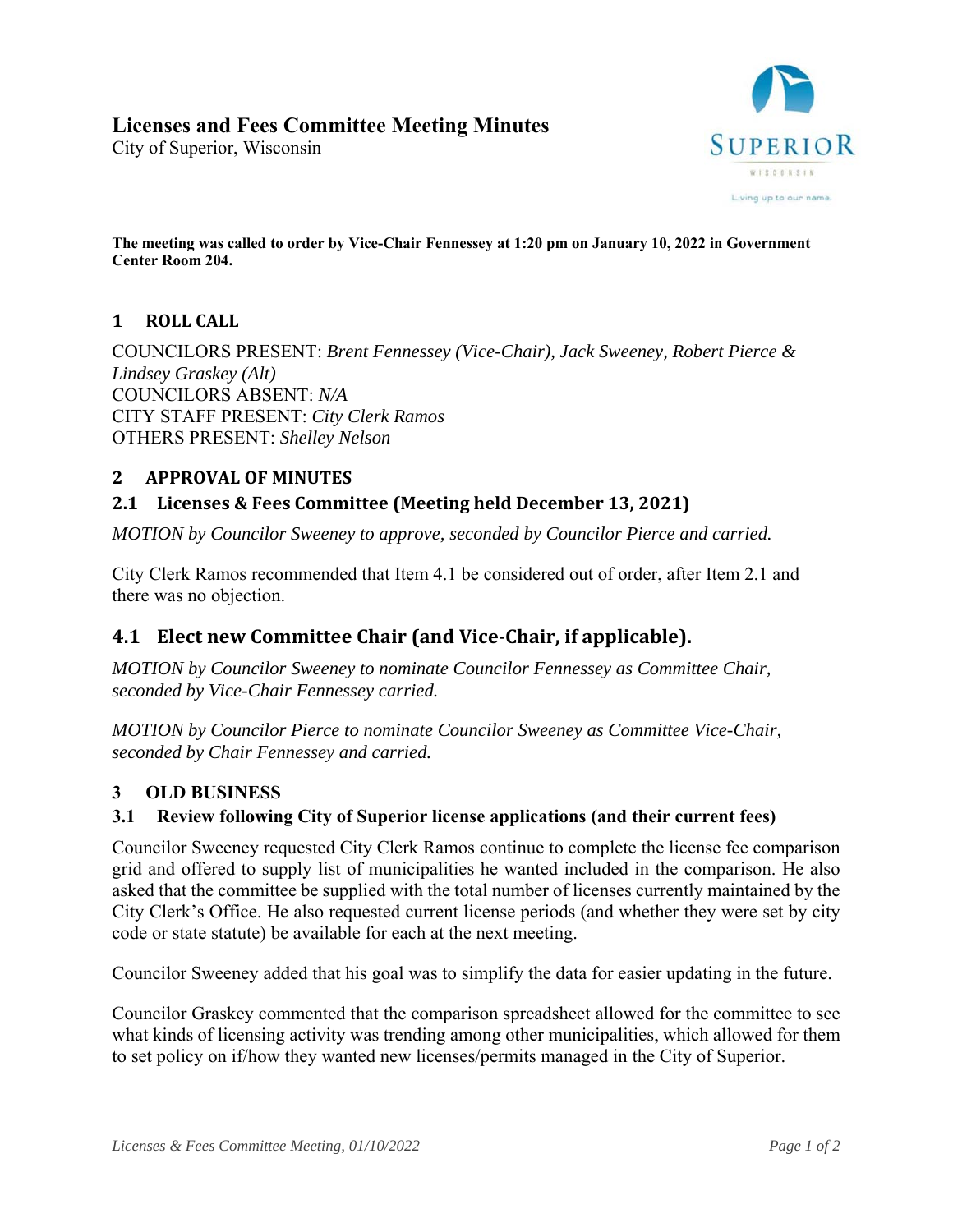# Licenses and Fees Committee Meeting Minutes

City of Superior, Wisconsin

**The meeting was called to order by Vice-Chair Fennessey at 1:20 pm on January 10, 2022 in Government Center Room 204.**

## 1 ROLL CALL

COUNCILORS PRESENT: *Brent Fennessey (Vice-Chair), Jack Sweeney, Robert Pierce & Lindsey Graskey (Alt)*
COUNCILORS ABSENT: *N/A*
CITY STAFF PRESENT: *City Clerk Ramos*
OTHERS PRESENT: *Shelley Nelson*

## 2 APPROVAL OF MINUTES

### 2.1 Licenses & Fees Committee (Meeting held December 13, 2021)

*MOTION by Councilor Sweeney to approve, seconded by Councilor Pierce and carried.*

City Clerk Ramos recommended that Item 4.1 be considered out of order, after Item 2.1 and there was no objection.

### 4.1 Elect new Committee Chair (and Vice-Chair, if applicable).

*MOTION by Councilor Sweeney to nominate Councilor Fennessey as Committee Chair, seconded by Vice-Chair Fennessey carried.*

*MOTION by Councilor Pierce to nominate Councilor Sweeney as Committee Vice-Chair, seconded by Chair Fennessey and carried.*

## 3 OLD BUSINESS

### 3.1 Review following City of Superior license applications (and their current fees)

Councilor Sweeney requested City Clerk Ramos continue to complete the license fee comparison grid and offered to supply list of municipalities he wanted included in the comparison. He also asked that the committee be supplied with the total number of licenses currently maintained by the City Clerk's Office. He also requested current license periods (and whether they were set by city code or state statute) be available for each at the next meeting.

Councilor Sweeney added that his goal was to simplify the data for easier updating in the future.

Councilor Graskey commented that the comparison spreadsheet allowed for the committee to see what kinds of licensing activity was trending among other municipalities, which allowed for them to set policy on if/how they wanted new licenses/permits managed in the City of Superior.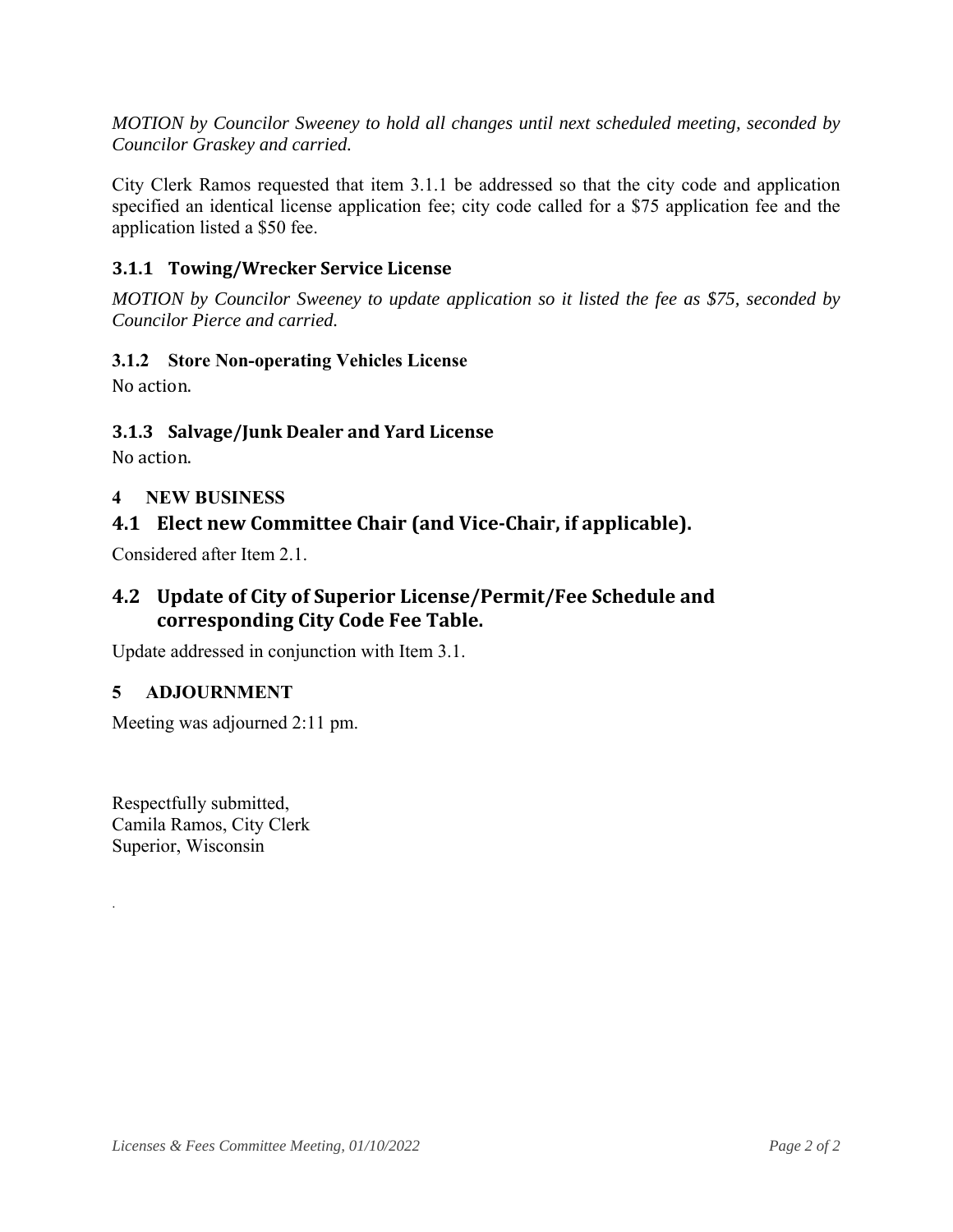*MOTION by Councilor Sweeney to hold all changes until next scheduled meeting, seconded by Councilor Graskey and carried.*

City Clerk Ramos requested that item 3.1.1 be addressed so that the city code and application specified an identical license application fee; city code called for a $75 application fee and the application listed a $50 fee.

### 3.1.1 Towing/Wrecker Service License

*MOTION by Councilor Sweeney to update application so it listed the fee as $75, seconded by Councilor Pierce and carried.*

### 3.1.2 Store Non-operating Vehicles License

No action.

### 3.1.3 Salvage/Junk Dealer and Yard License

No action.

## 4 NEW BUSINESS

### 4.1 Elect new Committee Chair (and Vice-Chair, if applicable).

Considered after Item 2.1.

### 4.2 Update of City of Superior License/Permit/Fee Schedule and corresponding City Code Fee Table.

Update addressed in conjunction with Item 3.1.

## 5 ADJOURNMENT

Meeting was adjourned 2:11 pm.

Respectfully submitted,
Camila Ramos, City Clerk
Superior, Wisconsin